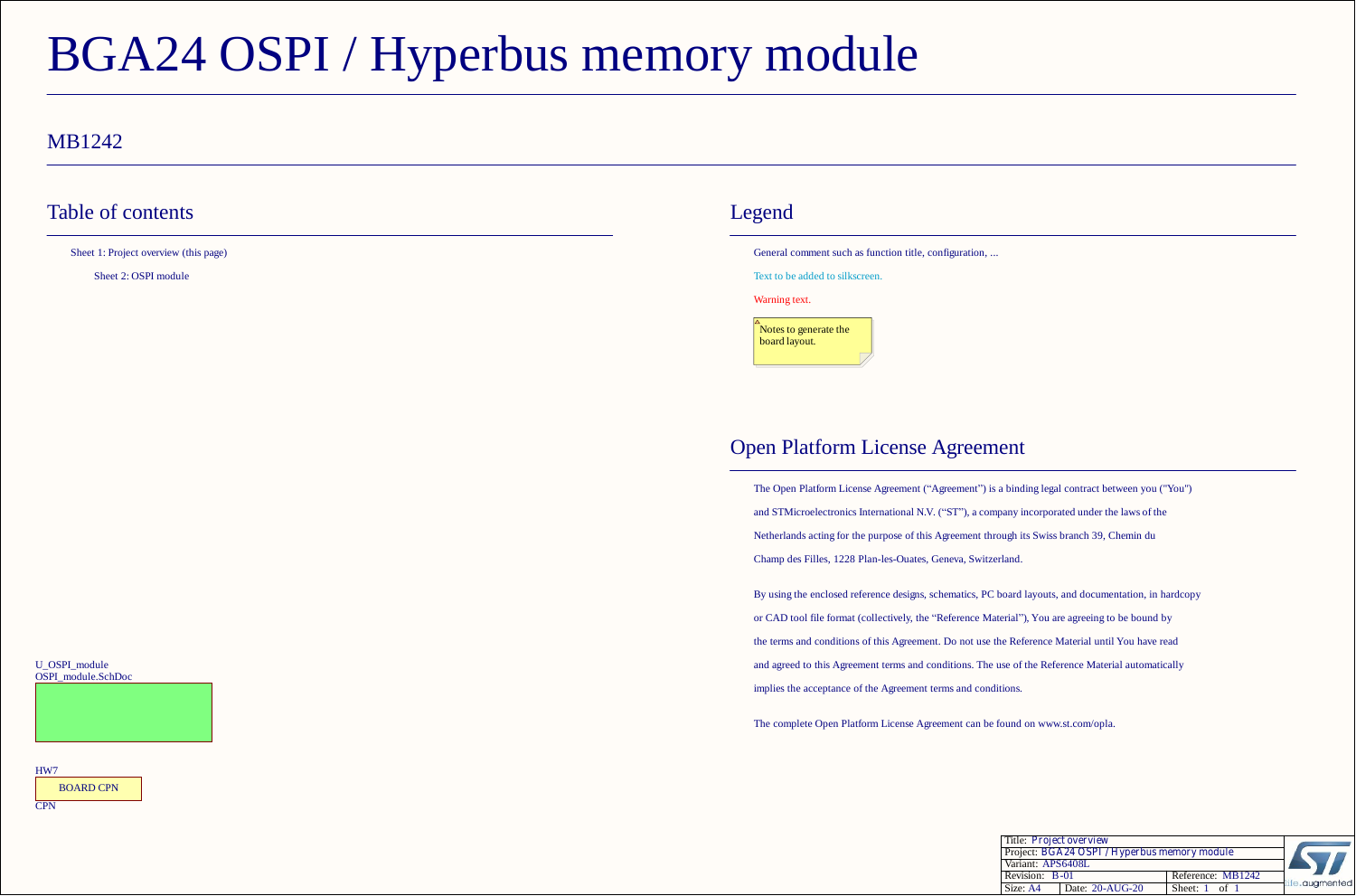# BGA24 OSPI / Hyperbus memory module

## MB1242

### Table of contents

Sheet 1: Project overview (this page)

Sheet 2: OSPI module

### Legend

General comment such as function title, configuration, ...

Text to be added to silkscreen.

Warning text.

Notes to generate the board layout.

### Open Platform License Agreement

The Open Platform License Agreement ("Agreement") is a binding legal contract between you ("You") and STMicroelectronics International N.V. ("ST"), a company incorporated under the laws of the Netherlands acting for the purpose of this Agreement through its Swiss branch 39, Chemin du Champ des Filles, 1228 Plan-les-Ouates, Geneva, Switzerland.

By using the enclosed reference designs, schematics, PC board layouts, and documentation, in hardcopy or CAD tool file format (collectively, the "Reference Material"), You are agreeing to be bound by the terms and conditions of this Agreement. Do not use the Reference Material until You have read and agreed to this Agreement terms and conditions. The use of the Reference Material automatically implies the acceptance of the Agreement terms and conditions.

The complete Open Platform License Agreement can be found on www.st.com/opla.

U_OSPI_module
OSPI_module.SchDoc

HW7
BOARD CPN
CPN

| | | |
|---|---|---|
| Title: Project overview | | |
| Project: BGA24 OSPI / Hyperbus memory module | | |
| Variant: APS6408L | | |
| Revision: B-01 | | Reference: MB1242 |
| Size: A4 | Date: 20-AUG-20 | Sheet: 1 of 1 |

life.augmented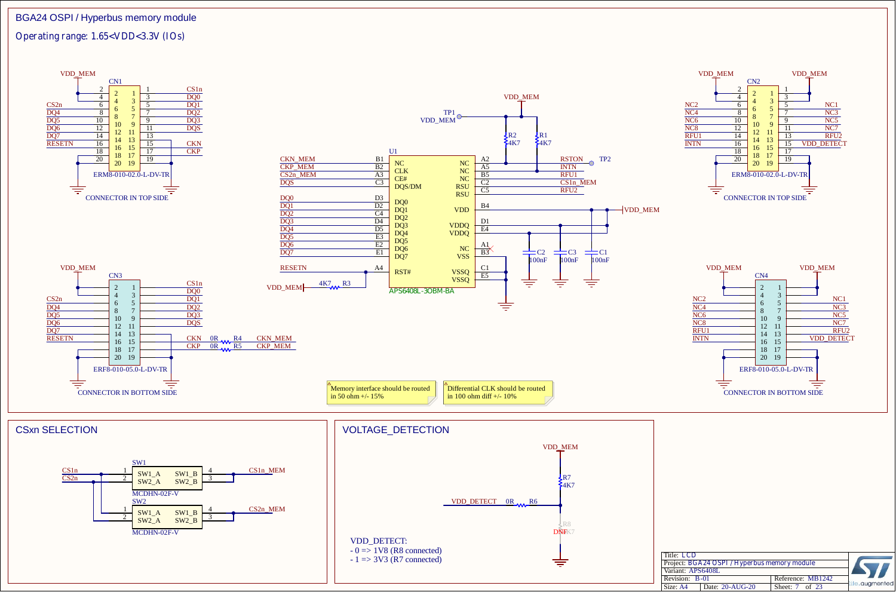# BGA24 OSPI / Hyperbus memory module

Operating range: 1.65<VDD<3.3V (IOs)

VDD_MEM

CN1

CS1n DQ0 DQ1 DQ2 DQ3 DQS CKN CKP

CS2n DQ4 DQ5 DQ6 DQ7 RESETN

ERM8-010-02.0-L-DV-TR

CONNECTOR IN TOP SIDE

TP1 VDD_MEM

VDD_MEM

R2 4K7 R1 4K7

U1

CKN_MEM B1 NC
CKP_MEM B2 CLK
CS2n_MEM A3 CE#
DQS C3 DQS/DM

DQ0 D3 DQ0
DQ1 D2 DQ1
DQ2 C4 DQ2
DQ3 D4 DQ3
DQ4 D5 DQ4
DQ5 E3 DQ5
DQ6 E2 DQ6
DQ7 E1 DQ7

RESETN A4 RST#

VDD_MEM 4K7 R3

NC A2 RSTON TP2
NC A5 INTN
NC B5 RFU1
RSU C2 CS1n_MEM
RSU C5 RFU2

VDD B4 VDD_MEM

VDDQ D1
VDDQ E4

NC A1
VSS B3

VSSQ C1
VSSQ E5

APS6408L-3OBM-BA

C2 100nF C3 100nF C1 100nF

VDD_MEM VDD_MEM

CN2

NC2 NC4 NC6 NC8 RFU1 INTN

NC1 NC3 NC5 NC7 RFU2 VDD_DETECT

ERM8-010-02.0-L-DV-TR

CONNECTOR IN TOP SIDE

VDD_MEM

CN3

CS1n DQ0 DQ1 DQ2 DQ3 DQS CKN CKP

CS2n DQ4 DQ5 DQ6 DQ7 RESETN

CKN 0R R4 CKN_MEM
CKP 0R R5 CKP_MEM

ERF8-010-05.0-L-DV-TR

CONNECTOR IN BOTTOM SIDE

VDD_MEM VDD_MEM

CN4

NC2 NC4 NC6 NC8 RFU1 INTN

NC1 NC3 NC5 NC7 RFU2 VDD_DETECT

ERF8-010-05.0-L-DV-TR

CONNECTOR IN BOTTOM SIDE

Memory interface should be routed in 50 ohm +/- 15%

Differential CLK should be routed in 100 ohm diff +/- 10%

## CSxn SELECTION

SW1

CS1n 1 SW1_A SW1_B 4 CS1n_MEM
CS2n 2 SW2_A SW2_B 3

MCDHN-02F-V

SW2

1 SW1_A SW1_B 4 CS2n_MEM
2 SW2_A SW2_B 3

MCDHN-02F-V

## VOLTAGE_DETECTION

VDD_MEM

R7 4K7

VDD_DETECT 0R R6

R8 DNF 4K7

VDD_DETECT:
- 0 => 1V8 (R8 connected)
- 1 => 3V3 (R7 connected)

| | |
|---|---|
| Title: LCD | |
| Project: BGA24 OSPI / Hyperbus memory module | |
| Variant: APS6408L | |
| Revision: B-01 | Reference: MB1242 |
| Size: A4 | Date: 20-AUG-20 | Sheet: 7 of 23 |

life.augmented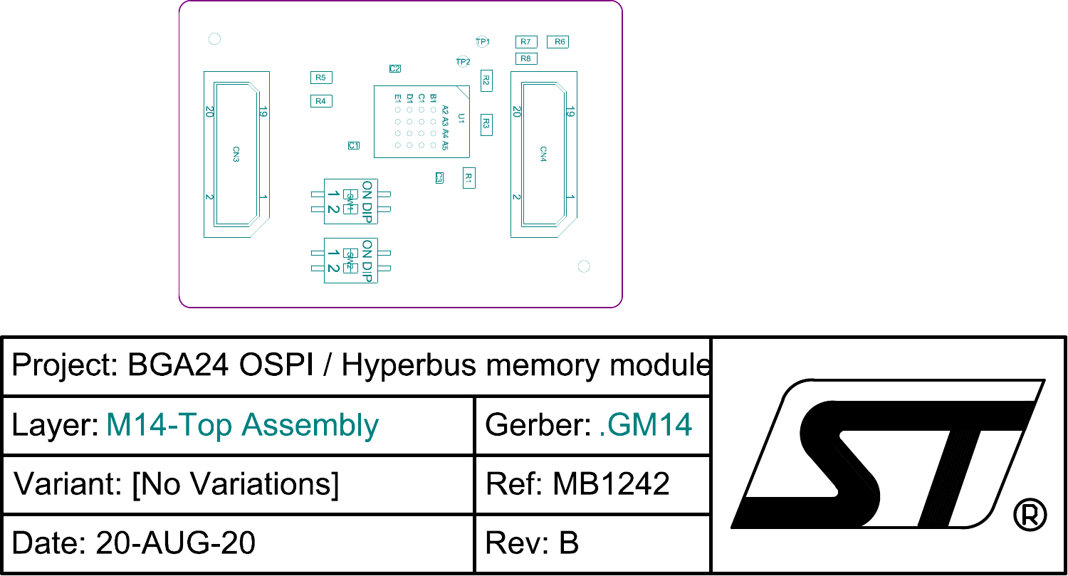R7 R6
TP1
R8
TP2
R5
C2
R2
R4
E1 D1 C1 B1
A2 A3 A4 A5
U1
20 19
CN3
20 19
CN4
R3
C1
R1
C3
2 1
2 1
ON DIP
1 2
SW1
ON DIP
1 2
SW2

| | | |
|---|---|---|
| Project: BGA24 OSPI / Hyperbus memory module | | |
| Layer: M14-Top Assembly | Gerber: .GM14 | |
| Variant: [No Variations] | Ref: MB1242 | |
| Date: 20-AUG-20 | Rev: B | |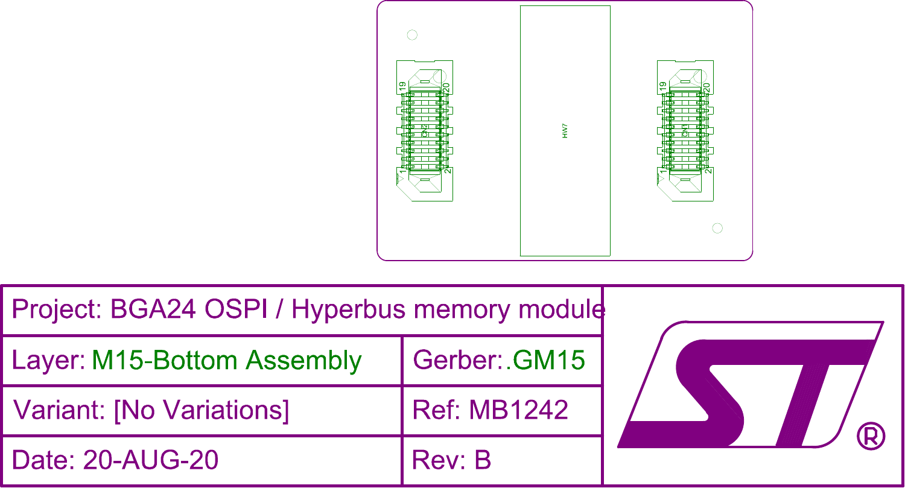19 20
CN2
1 2

HW7

19 20
CN1
1 2

| | |
|---|---|
| Project: BGA24 OSPI / Hyperbus memory module | |
| Layer: M15-Bottom Assembly | Gerber:.GM15 |
| Variant: [No Variations] | Ref: MB1242 |
| Date: 20-AUG-20 | Rev: B |